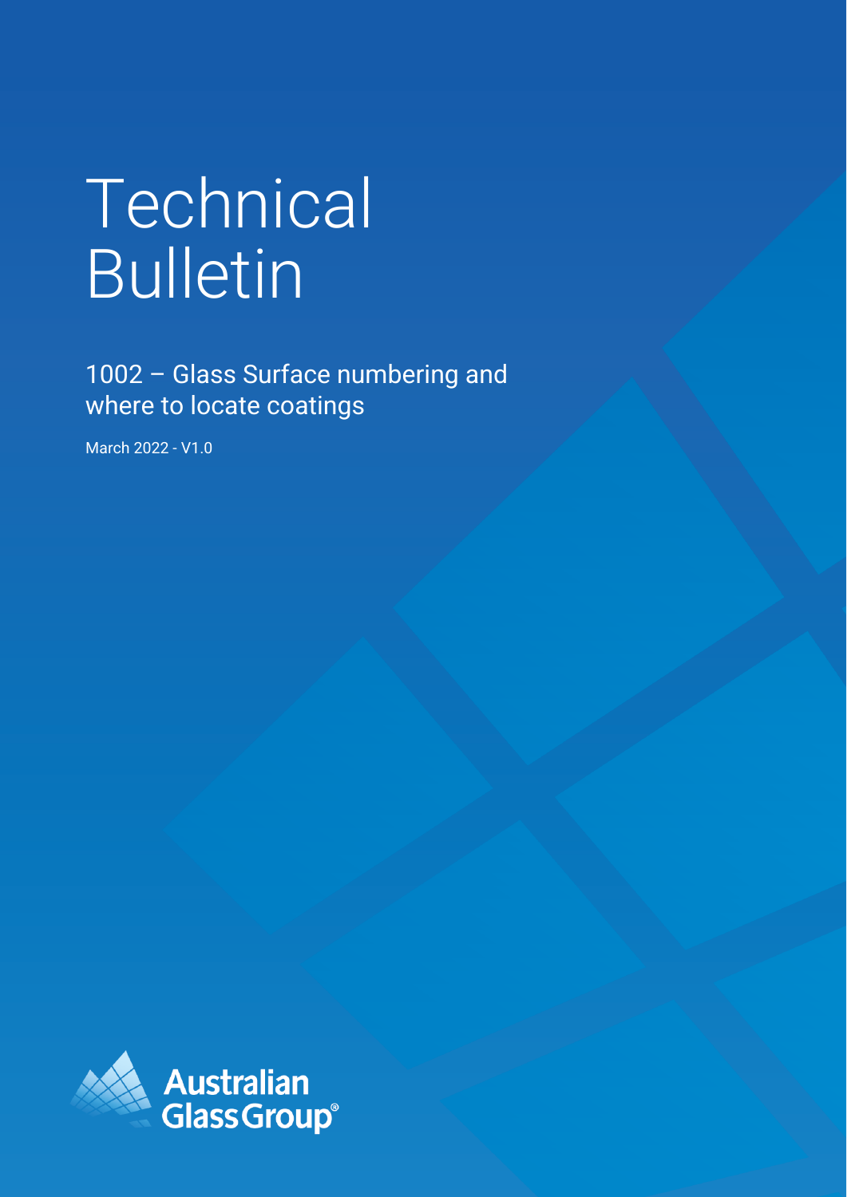# Technical Bulletin

## 1002 – Glass Surface numbering and where to locate coatings

March 2022 - V1.0

Australian Glass Group®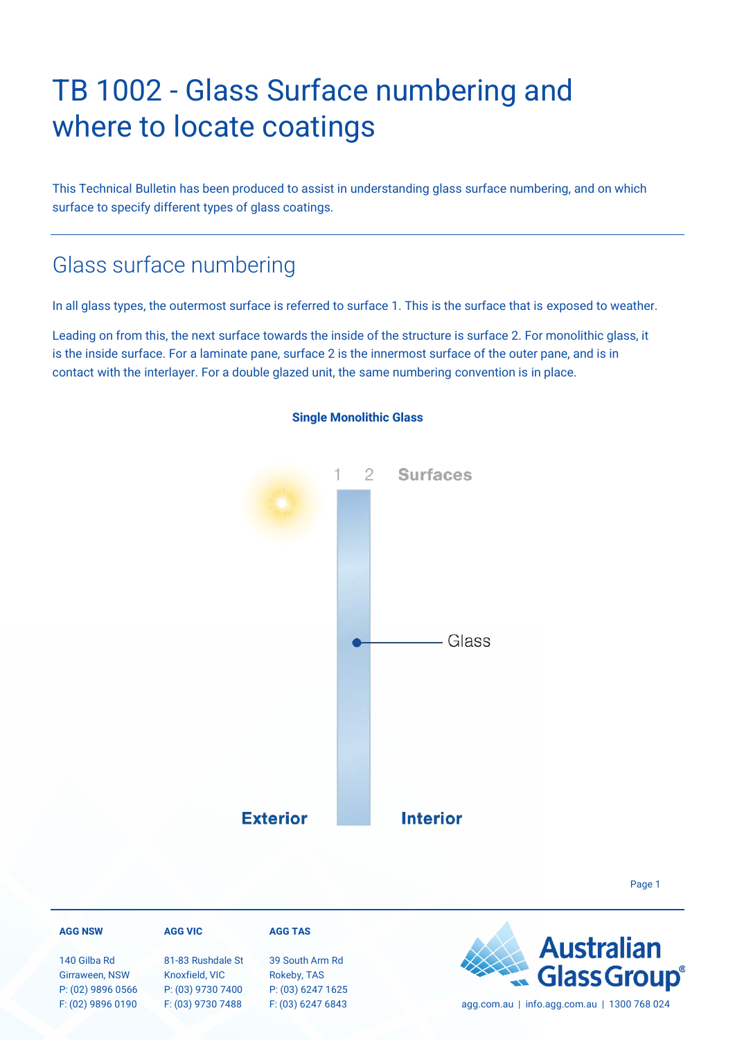# TB 1002 - Glass Surface numbering and where to locate coatings

This Technical Bulletin has been produced to assist in understanding glass surface numbering, and on which surface to specify different types of glass coatings.

## Glass surface numbering

In all glass types, the outermost surface is referred to surface 1. This is the surface that is exposed to weather.

Leading on from this, the next surface towards the inside of the structure is surface 2. For monolithic glass, it is the inside surface. For a laminate pane, surface 2 is the innermost surface of the outer pane, and is in contact with the interlayer. For a double glazed unit, the same numbering convention is in place.

**Single Monolithic Glass**

1 2 Surfaces

Glass

**Exterior** **Interior**

**AGG NSW**
140 Gilba Rd
Girraween, NSW
P: (02) 9896 0566
F: (02) 9896 0190

**AGG VIC**
81-83 Rushdale St
Knoxfield, VIC
P: (03) 9730 7400
F: (03) 9730 7488

**AGG TAS**
39 South Arm Rd
Rokeby, TAS
P: (03) 6247 1625
F: (03) 6247 6843

Australian Glass Group®
agg.com.au | info.agg.com.au | 1300 768 024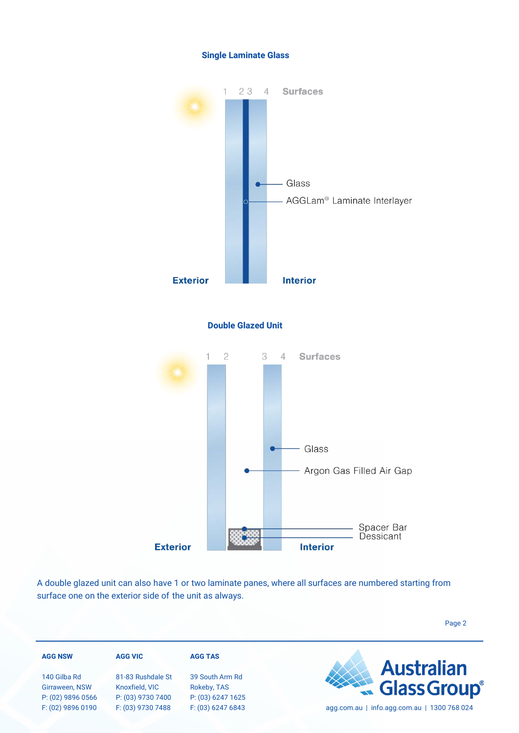### Single Laminate Glass

1 2 3 4 Surfaces

Glass

AGGLam® Laminate Interlayer

Exterior

Interior

### Double Glazed Unit

1 2 3 4 Surfaces

Glass

Argon Gas Filled Air Gap

Spacer Bar

Dessicant

Exterior

Interior

A double glazed unit can also have 1 or two laminate panes, where all surfaces are numbered starting from surface one on the exterior side of the unit as always.

**AGG NSW**

140 Gilba Rd
Girraween, NSW
P: (02) 9896 0566
F: (02) 9896 0190

**AGG VIC**

81-83 Rushdale St
Knoxfield, VIC
P: (03) 9730 7400
F: (03) 9730 7488

**AGG TAS**

39 South Arm Rd
Rokeby, TAS
P: (03) 6247 1625
F: (03) 6247 6843

Australian Glass Group®

agg.com.au | info.agg.com.au | 1300 768 024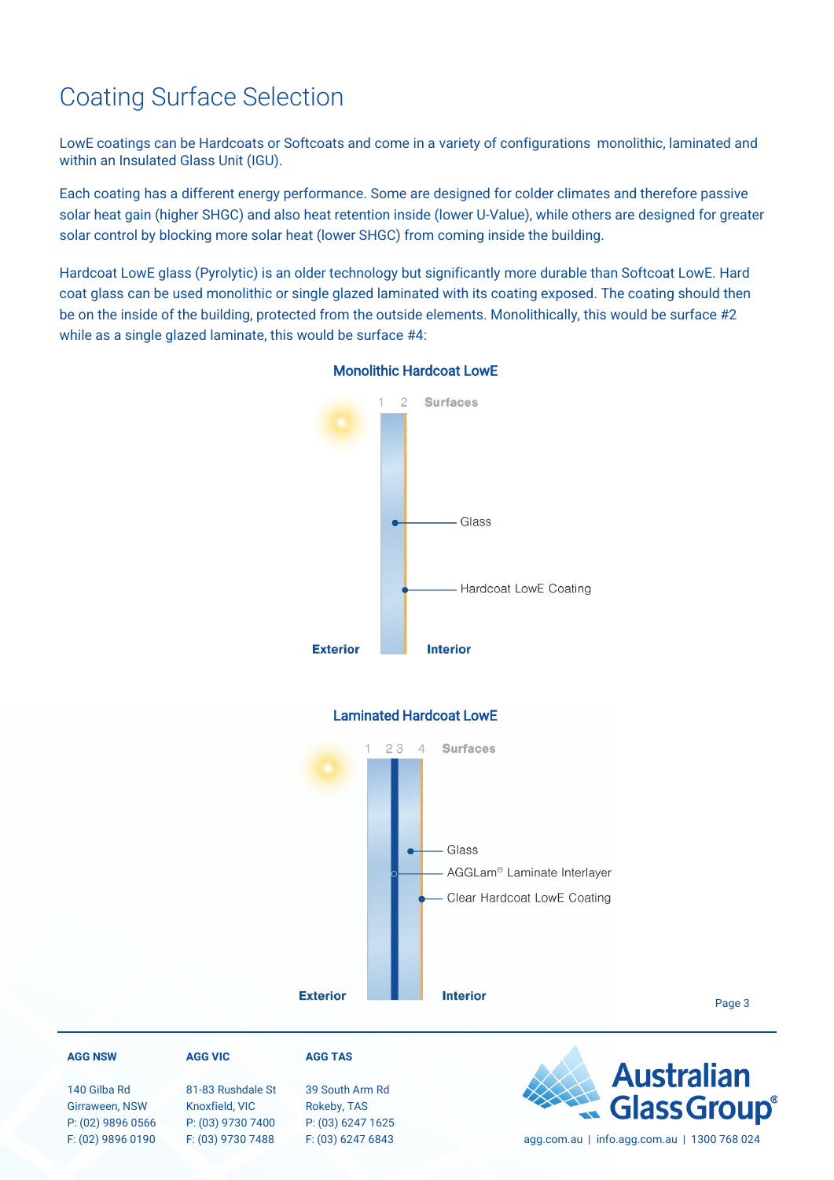# Coating Surface Selection

LowE coatings can be Hardcoats or Softcoats and come in a variety of configurations  monolithic, laminated and within an Insulated Glass Unit (IGU).

Each coating has a different energy performance. Some are designed for colder climates and therefore passive solar heat gain (higher SHGC) and also heat retention inside (lower U-Value), while others are designed for greater solar control by blocking more solar heat (lower SHGC) from coming inside the building.

Hardcoat LowE glass (Pyrolytic) is an older technology but significantly more durable than Softcoat LowE. Hard coat glass can be used monolithic or single glazed laminated with its coating exposed. The coating should then be on the inside of the building, protected from the outside elements. Monolithically, this would be surface #2 while as a single glazed laminate, this would be surface #4:

**Monolithic Hardcoat LowE**

1 2 **Surfaces**

Glass

Hardcoat LowE Coating

**Exterior** **Interior**

**Laminated Hardcoat LowE**

1 2 3 4 **Surfaces**

Glass

AGGLam® Laminate Interlayer

Clear Hardcoat LowE Coating

**Exterior** **Interior**

**AGG NSW**
140 Gilba Rd
Girraween, NSW
P: (02) 9896 0566
F: (02) 9896 0190

**AGG VIC**
81-83 Rushdale St
Knoxfield, VIC
P: (03) 9730 7400
F: (03) 9730 7488

**AGG TAS**
39 South Arm Rd
Rokeby, TAS
P: (03) 6247 1625
F: (03) 6247 6843

Australian Glass Group®

agg.com.au | info.agg.com.au | 1300 768 024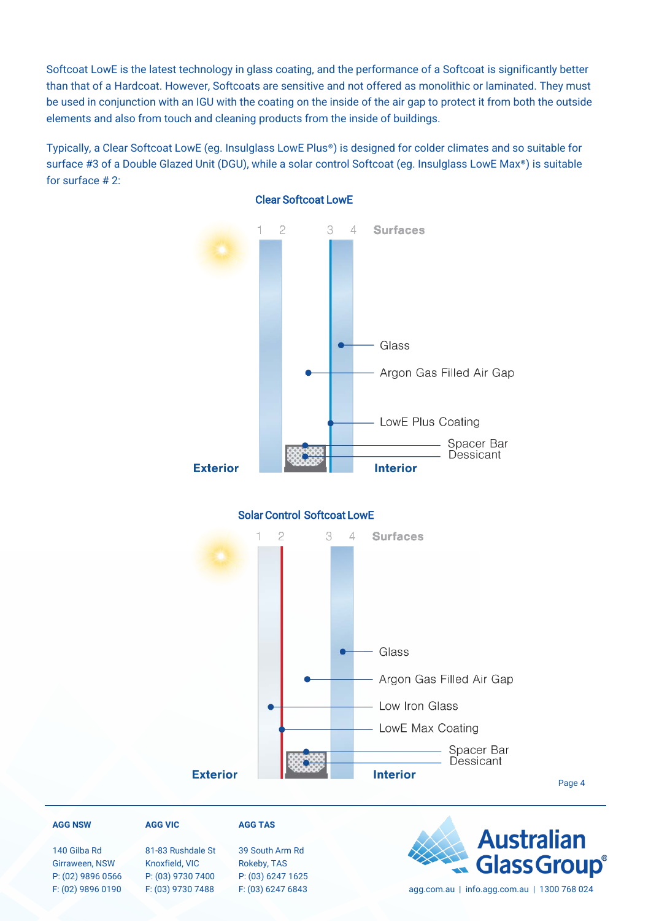Softcoat LowE is the latest technology in glass coating, and the performance of a Softcoat is significantly better than that of a Hardcoat. However, Softcoats are sensitive and not offered as monolithic or laminated. They must be used in conjunction with an IGU with the coating on the inside of the air gap to protect it from both the outside elements and also from touch and cleaning products from the inside of buildings.

Typically, a Clear Softcoat LowE (eg. Insulglass LowE Plus®) is designed for colder climates and so suitable for surface #3 of a Double Glazed Unit (DGU), while a solar control Softcoat (eg. Insulglass LowE Max®) is suitable for surface # 2:

**Clear Softcoat LowE**

1 2 3 4 Surfaces

Glass

Argon Gas Filled Air Gap

LowE Plus Coating

Spacer Bar

Dessicant

**Exterior** **Interior**

**Solar Control Softcoat LowE**

1 2 3 4 Surfaces

Glass

Argon Gas Filled Air Gap

Low Iron Glass

LowE Max Coating

Spacer Bar

Dessicant

**Exterior** **Interior**

**AGG NSW**
140 Gilba Rd
Girraween, NSW
P: (02) 9896 0566
F: (02) 9896 0190

**AGG VIC**
81-83 Rushdale St
Knoxfield, VIC
P: (03) 9730 7400
F: (03) 9730 7488

**AGG TAS**
39 South Arm Rd
Rokeby, TAS
P: (03) 6247 1625
F: (03) 6247 6843

Australian Glass Group®
agg.com.au | info.agg.com.au | 1300 768 024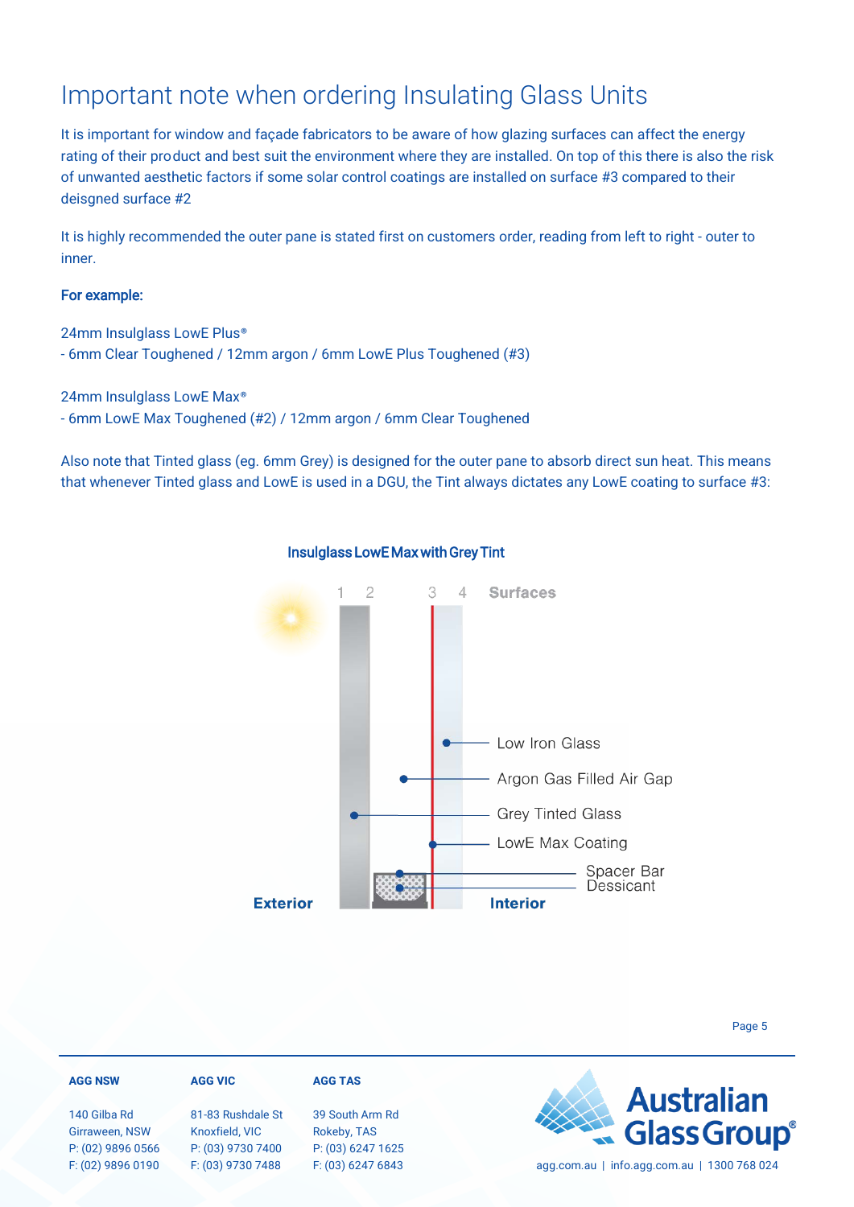# Important note when ordering Insulating Glass Units

It is important for window and façade fabricators to be aware of how glazing surfaces can affect the energy rating of their product and best suit the environment where they are installed. On top of this there is also the risk of unwanted aesthetic factors if some solar control coatings are installed on surface #3 compared to their deisgned surface #2

It is highly recommended the outer pane is stated first on customers order, reading from left to right - outer to inner.

**For example:**

24mm Insulglass LowE Plus®
- 6mm Clear Toughened / 12mm argon / 6mm LowE Plus Toughened (#3)

24mm Insulglass LowE Max®
- 6mm LowE Max Toughened (#2) / 12mm argon / 6mm Clear Toughened

Also note that Tinted glass (eg. 6mm Grey) is designed for the outer pane to absorb direct sun heat. This means that whenever Tinted glass and LowE is used in a DGU, the Tint always dictates any LowE coating to surface #3:

**Insulglass LowE Max with Grey Tint**

1 2 3 4 **Surfaces**

Low Iron Glass

Argon Gas Filled Air Gap

Grey Tinted Glass

LowE Max Coating

Spacer Bar

Dessicant

**Exterior** **Interior**

**AGG NSW**
140 Gilba Rd
Girraween, NSW
P: (02) 9896 0566
F: (02) 9896 0190

**AGG VIC**
81-83 Rushdale St
Knoxfield, VIC
P: (03) 9730 7400
F: (03) 9730 7488

**AGG TAS**
39 South Arm Rd
Rokeby, TAS
P: (03) 6247 1625
F: (03) 6247 6843

Australian Glass Group®
agg.com.au | info.agg.com.au | 1300 768 024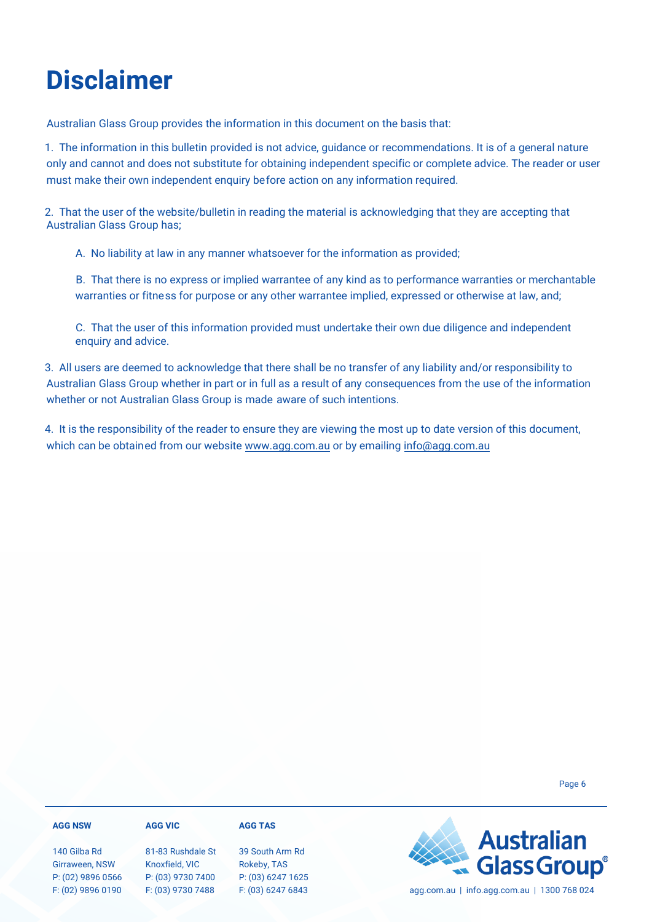# Disclaimer

Australian Glass Group provides the information in this document on the basis that:

1. The information in this bulletin provided is not advice, guidance or recommendations. It is of a general nature only and cannot and does not substitute for obtaining independent specific or complete advice. The reader or user must make their own independent enquiry before action on any information required.

2. That the user of the website/bulletin in reading the material is acknowledging that they are accepting that Australian Glass Group has;

   A. No liability at law in any manner whatsoever for the information as provided;

   B. That there is no express or implied warrantee of any kind as to performance warranties or merchantable warranties or fitness for purpose or any other warrantee implied, expressed or otherwise at law, and;

   C. That the user of this information provided must undertake their own due diligence and independent enquiry and advice.

3. All users are deemed to acknowledge that there shall be no transfer of any liability and/or responsibility to Australian Glass Group whether in part or in full as a result of any consequences from the use of the information whether or not Australian Glass Group is made aware of such intentions.

4. It is the responsibility of the reader to ensure they are viewing the most up to date version of this document, which can be obtained from our website www.agg.com.au or by emailing info@agg.com.au

**AGG NSW**

140 Gilba Rd
Girraween, NSW
P: (02) 9896 0566
F: (02) 9896 0190

**AGG VIC**

81-83 Rushdale St
Knoxfield, VIC
P: (03) 9730 7400
F: (03) 9730 7488

**AGG TAS**

39 South Arm Rd
Rokeby, TAS
P: (03) 6247 1625
F: (03) 6247 6843

Australian Glass Group®

agg.com.au | info.agg.com.au | 1300 768 024